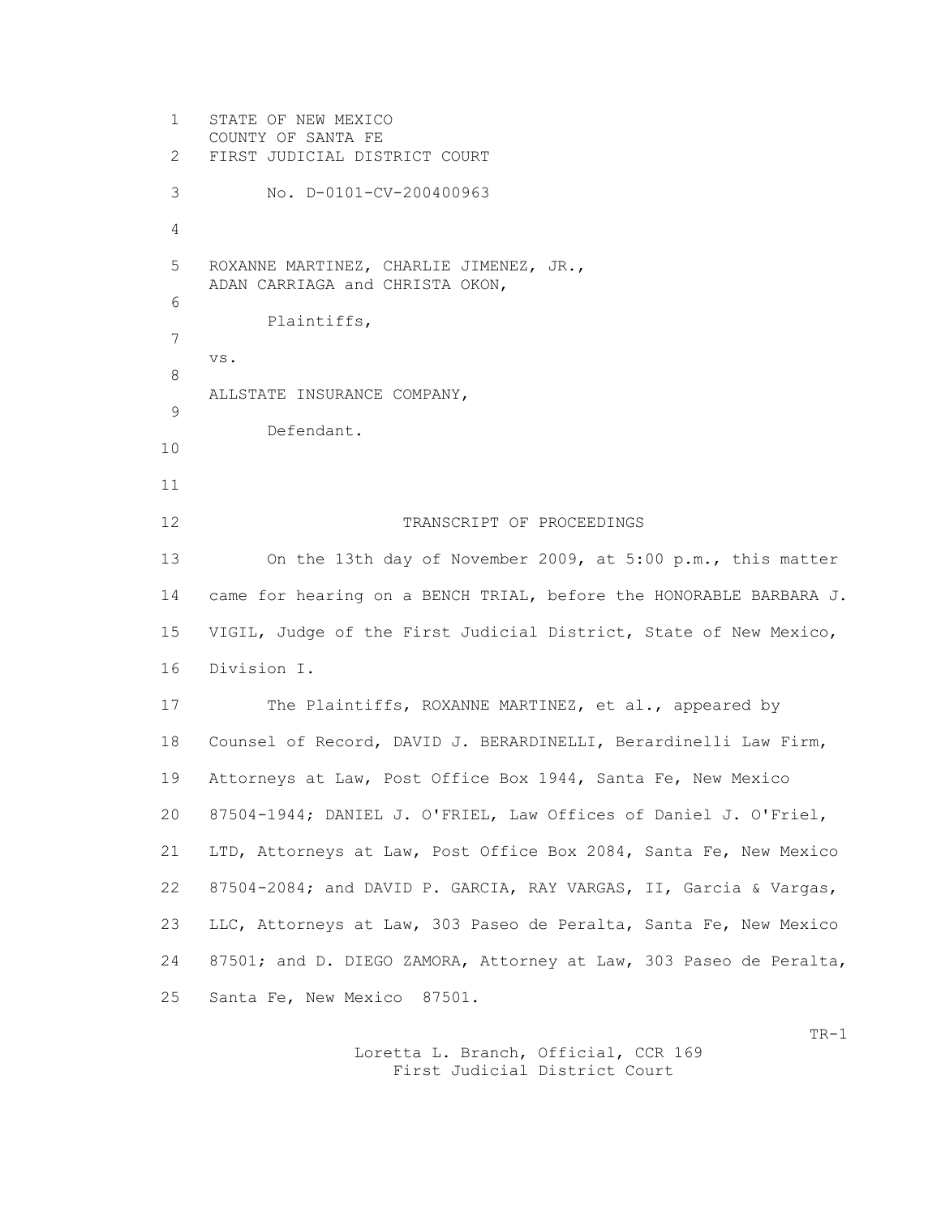STATE OF NEW MEXICO
COUNTY OF SANTA FE
FIRST JUDICIAL DISTRICT COURT

No. D-0101-CV-200400963

ROXANNE MARTINEZ, CHARLIE JIMENEZ, JR.,
ADAN CARRIAGA and CHRISTA OKON,

Plaintiffs,

vs.

ALLSTATE INSURANCE COMPANY,

Defendant.

## TRANSCRIPT OF PROCEEDINGS

On the 13th day of November 2009, at 5:00 p.m., this matter came for hearing on a BENCH TRIAL, before the HONORABLE BARBARA J. VIGIL, Judge of the First Judicial District, State of New Mexico, Division I.

The Plaintiffs, ROXANNE MARTINEZ, et al., appeared by Counsel of Record, DAVID J. BERARDINELLI, Berardinelli Law Firm, Attorneys at Law, Post Office Box 1944, Santa Fe, New Mexico 87504-1944; DANIEL J. O'FRIEL, Law Offices of Daniel J. O'Friel, LTD, Attorneys at Law, Post Office Box 2084, Santa Fe, New Mexico 87504-2084; and DAVID P. GARCIA, RAY VARGAS, II, Garcia & Vargas, LLC, Attorneys at Law, 303 Paseo de Peralta, Santa Fe, New Mexico 87501; and D. DIEGO ZAMORA, Attorney at Law, 303 Paseo de Peralta, Santa Fe, New Mexico 87501.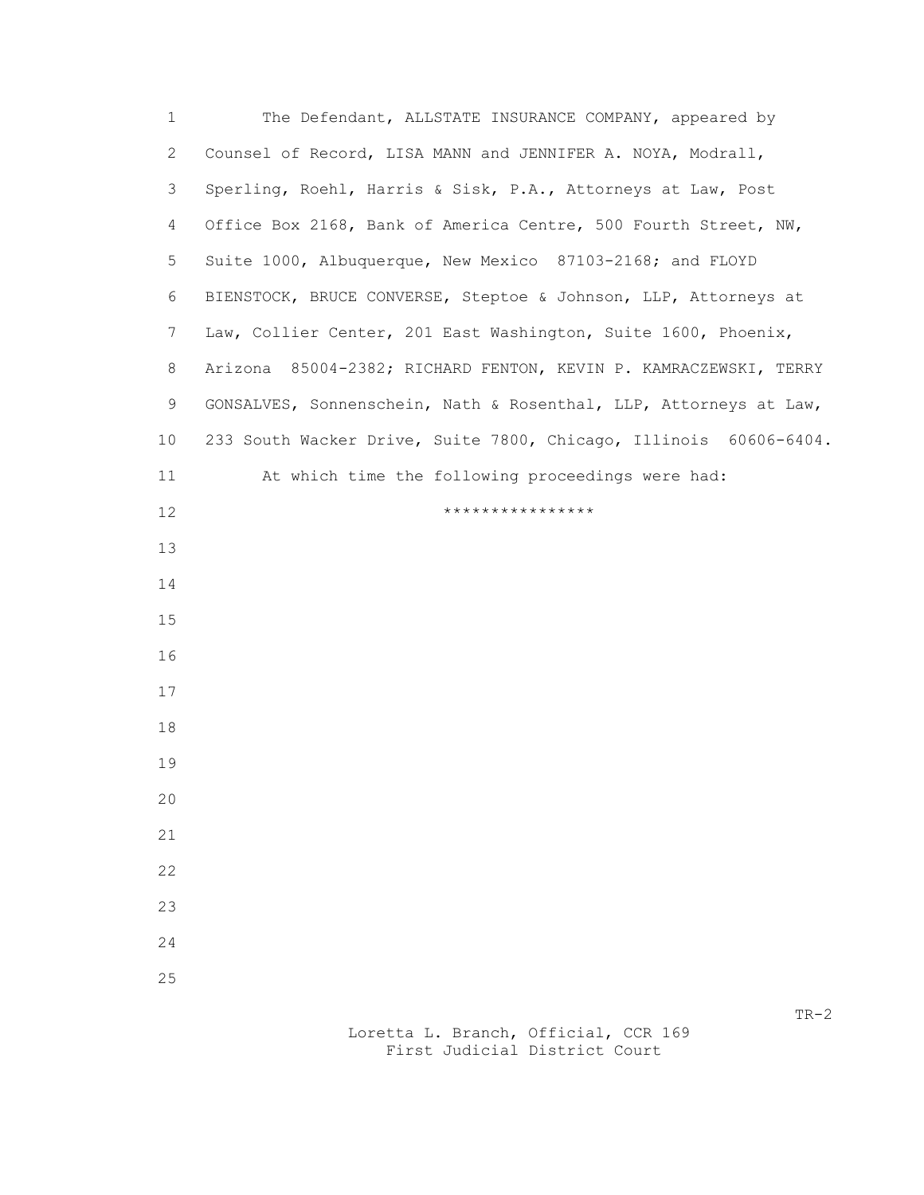The Defendant, ALLSTATE INSURANCE COMPANY, appeared by Counsel of Record, LISA MANN and JENNIFER A. NOYA, Modrall, Sperling, Roehl, Harris & Sisk, P.A., Attorneys at Law, Post Office Box 2168, Bank of America Centre, 500 Fourth Street, NW, Suite 1000, Albuquerque, New Mexico 87103-2168; and FLOYD BIENSTOCK, BRUCE CONVERSE, Steptoe & Johnson, LLP, Attorneys at Law, Collier Center, 201 East Washington, Suite 1600, Phoenix, Arizona 85004-2382; RICHARD FENTON, KEVIN P. KAMRACZEWSKI, TERRY GONSALVES, Sonnenschein, Nath & Rosenthal, LLP, Attorneys at Law, 233 South Wacker Drive, Suite 7800, Chicago, Illinois 60606-6404.

At which time the following proceedings were had:

****************

TR-2

Loretta L. Branch, Official, CCR 169
First Judicial District Court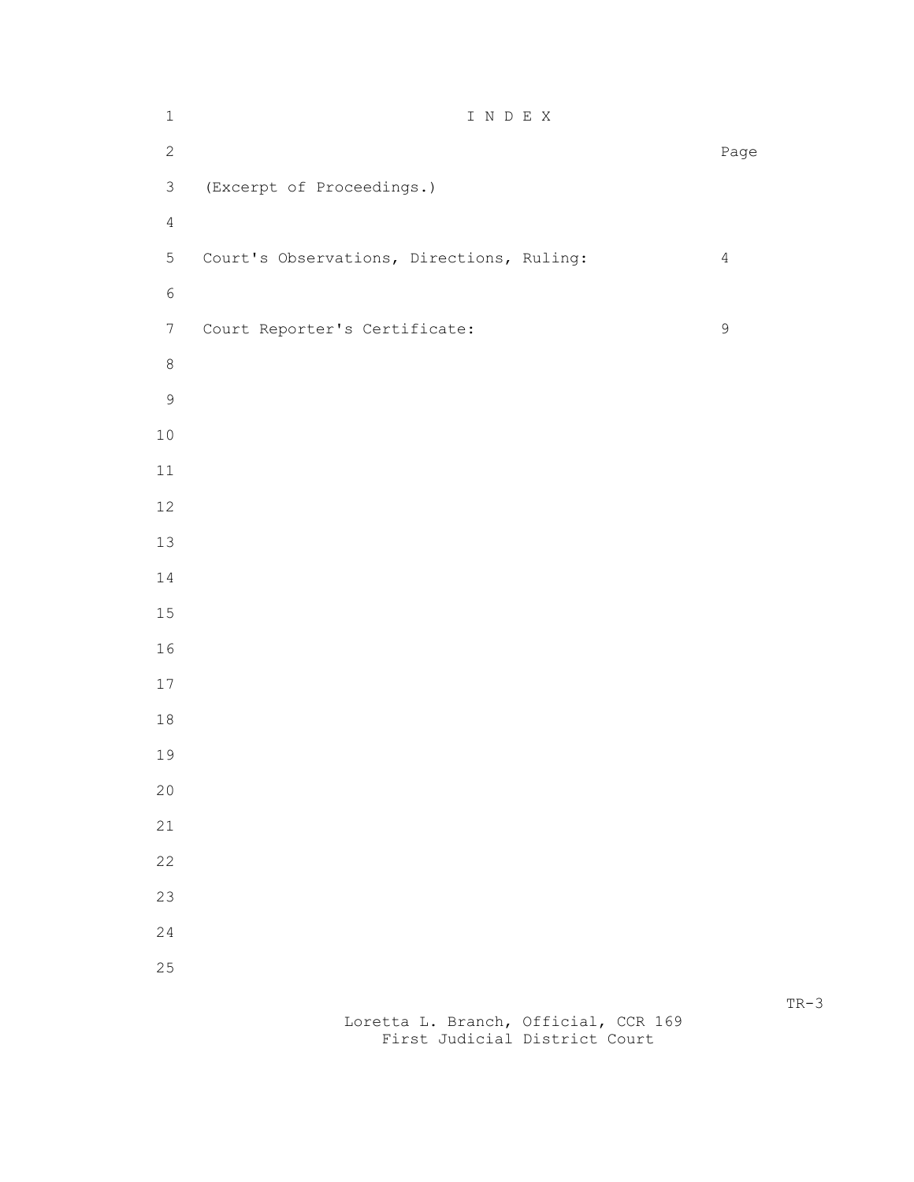# I N D E X

| | Page |
|---|---|
| (Excerpt of Proceedings.) | |
| Court's Observations, Directions, Ruling: | 4 |
| Court Reporter's Certificate: | 9 |

TR-3

Loretta L. Branch, Official, CCR 169
First Judicial District Court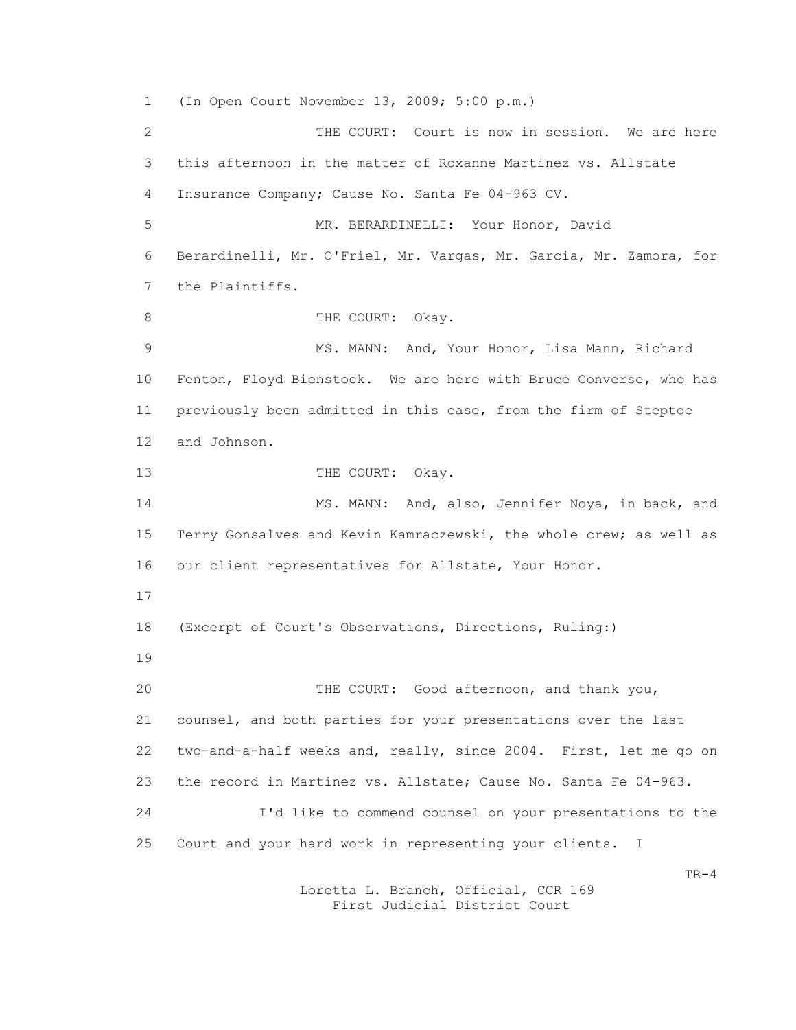1 (In Open Court November 13, 2009; 5:00 p.m.)

2 THE COURT: Court is now in session. We are here

3 this afternoon in the matter of Roxanne Martinez vs. Allstate

4 Insurance Company; Cause No. Santa Fe 04-963 CV.

5 MR. BERARDINELLI: Your Honor, David

6 Berardinelli, Mr. O'Friel, Mr. Vargas, Mr. Garcia, Mr. Zamora, for

7 the Plaintiffs.

8 THE COURT: Okay.

9 MS. MANN: And, Your Honor, Lisa Mann, Richard

10 Fenton, Floyd Bienstock. We are here with Bruce Converse, who has

11 previously been admitted in this case, from the firm of Steptoe

12 and Johnson.

13 THE COURT: Okay.

14 MS. MANN: And, also, Jennifer Noya, in back, and

15 Terry Gonsalves and Kevin Kamraczewski, the whole crew; as well as

16 our client representatives for Allstate, Your Honor.

17

18 (Excerpt of Court's Observations, Directions, Ruling:)

19

20 THE COURT: Good afternoon, and thank you,

21 counsel, and both parties for your presentations over the last

22 two-and-a-half weeks and, really, since 2004. First, let me go on

23 the record in Martinez vs. Allstate; Cause No. Santa Fe 04-963.

24 I'd like to commend counsel on your presentations to the

25 Court and your hard work in representing your clients. I

TR-4

Loretta L. Branch, Official, CCR 169
First Judicial District Court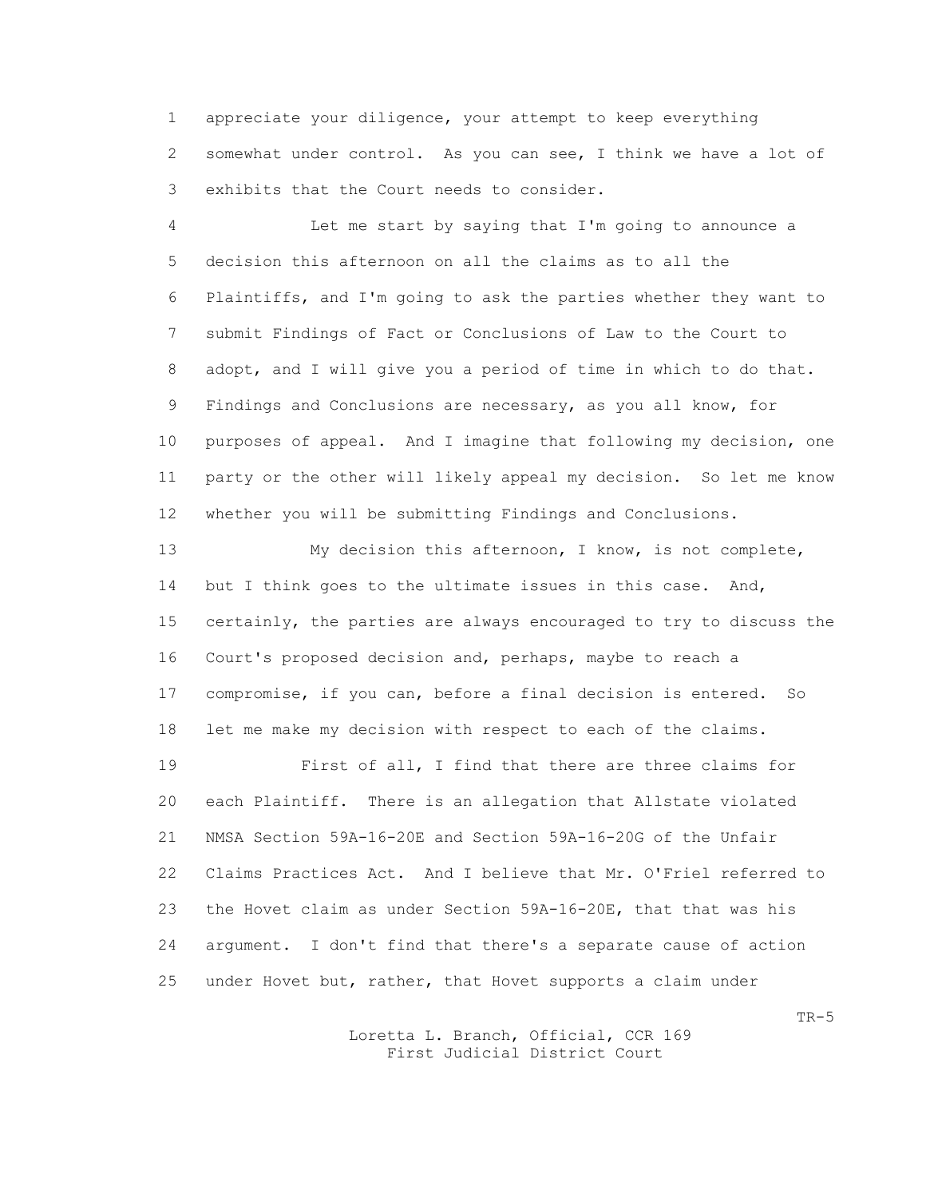appreciate your diligence, your attempt to keep everything somewhat under control. As you can see, I think we have a lot of exhibits that the Court needs to consider.

Let me start by saying that I'm going to announce a decision this afternoon on all the claims as to all the Plaintiffs, and I'm going to ask the parties whether they want to submit Findings of Fact or Conclusions of Law to the Court to adopt, and I will give you a period of time in which to do that. Findings and Conclusions are necessary, as you all know, for purposes of appeal. And I imagine that following my decision, one party or the other will likely appeal my decision. So let me know whether you will be submitting Findings and Conclusions.

My decision this afternoon, I know, is not complete, but I think goes to the ultimate issues in this case. And, certainly, the parties are always encouraged to try to discuss the Court's proposed decision and, perhaps, maybe to reach a compromise, if you can, before a final decision is entered. So let me make my decision with respect to each of the claims.

First of all, I find that there are three claims for each Plaintiff. There is an allegation that Allstate violated NMSA Section 59A-16-20E and Section 59A-16-20G of the Unfair Claims Practices Act. And I believe that Mr. O'Friel referred to the Hovet claim as under Section 59A-16-20E, that that was his argument. I don't find that there's a separate cause of action under Hovet but, rather, that Hovet supports a claim under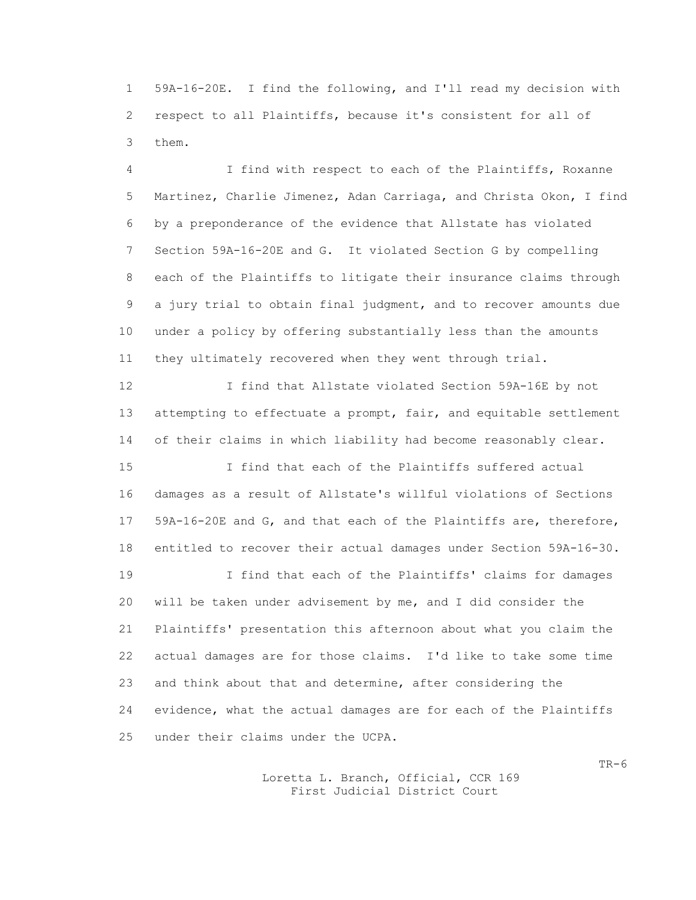59A-16-20E. I find the following, and I'll read my decision with respect to all Plaintiffs, because it's consistent for all of them.

I find with respect to each of the Plaintiffs, Roxanne Martinez, Charlie Jimenez, Adan Carriaga, and Christa Okon, I find by a preponderance of the evidence that Allstate has violated Section 59A-16-20E and G. It violated Section G by compelling each of the Plaintiffs to litigate their insurance claims through a jury trial to obtain final judgment, and to recover amounts due under a policy by offering substantially less than the amounts they ultimately recovered when they went through trial.

I find that Allstate violated Section 59A-16E by not attempting to effectuate a prompt, fair, and equitable settlement of their claims in which liability had become reasonably clear.

I find that each of the Plaintiffs suffered actual damages as a result of Allstate's willful violations of Sections 59A-16-20E and G, and that each of the Plaintiffs are, therefore, entitled to recover their actual damages under Section 59A-16-30.

I find that each of the Plaintiffs' claims for damages will be taken under advisement by me, and I did consider the Plaintiffs' presentation this afternoon about what you claim the actual damages are for those claims. I'd like to take some time and think about that and determine, after considering the evidence, what the actual damages are for each of the Plaintiffs under their claims under the UCPA.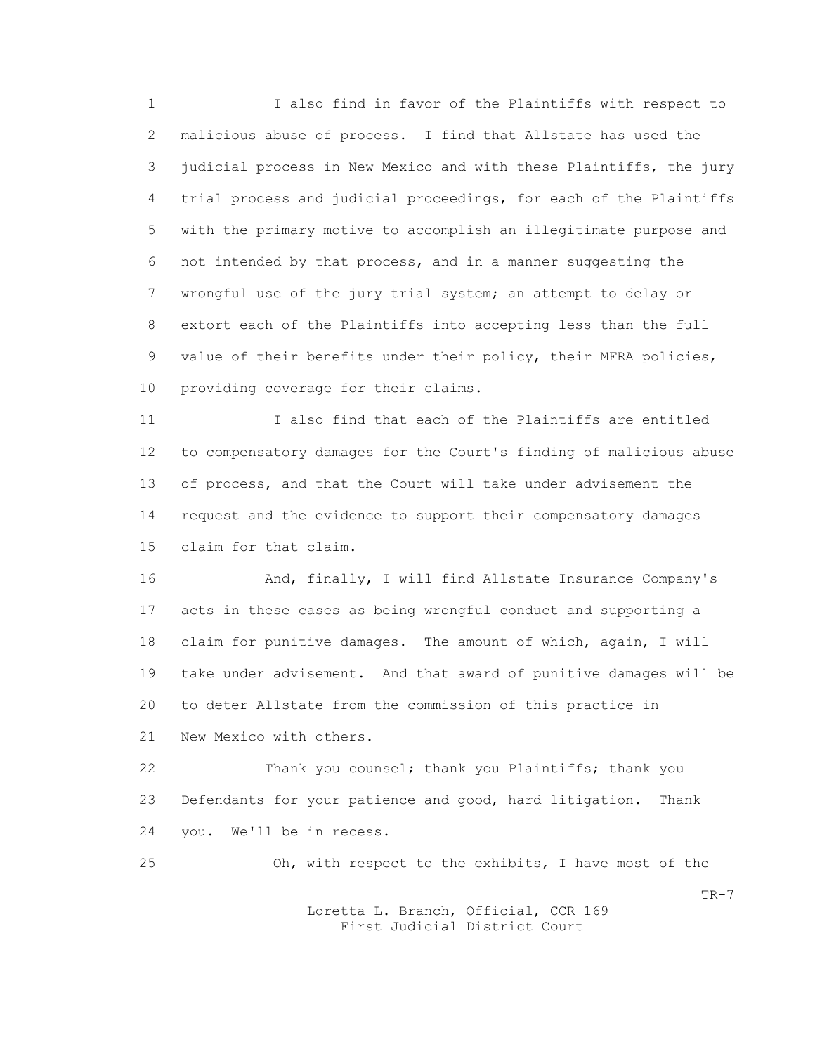I also find in favor of the Plaintiffs with respect to malicious abuse of process. I find that Allstate has used the judicial process in New Mexico and with these Plaintiffs, the jury trial process and judicial proceedings, for each of the Plaintiffs with the primary motive to accomplish an illegitimate purpose and not intended by that process, and in a manner suggesting the wrongful use of the jury trial system; an attempt to delay or extort each of the Plaintiffs into accepting less than the full value of their benefits under their policy, their MFRA policies, providing coverage for their claims.

I also find that each of the Plaintiffs are entitled to compensatory damages for the Court's finding of malicious abuse of process, and that the Court will take under advisement the request and the evidence to support their compensatory damages claim for that claim.

And, finally, I will find Allstate Insurance Company's acts in these cases as being wrongful conduct and supporting a claim for punitive damages. The amount of which, again, I will take under advisement. And that award of punitive damages will be to deter Allstate from the commission of this practice in New Mexico with others.

Thank you counsel; thank you Plaintiffs; thank you Defendants for your patience and good, hard litigation. Thank you. We'll be in recess.

Oh, with respect to the exhibits, I have most of the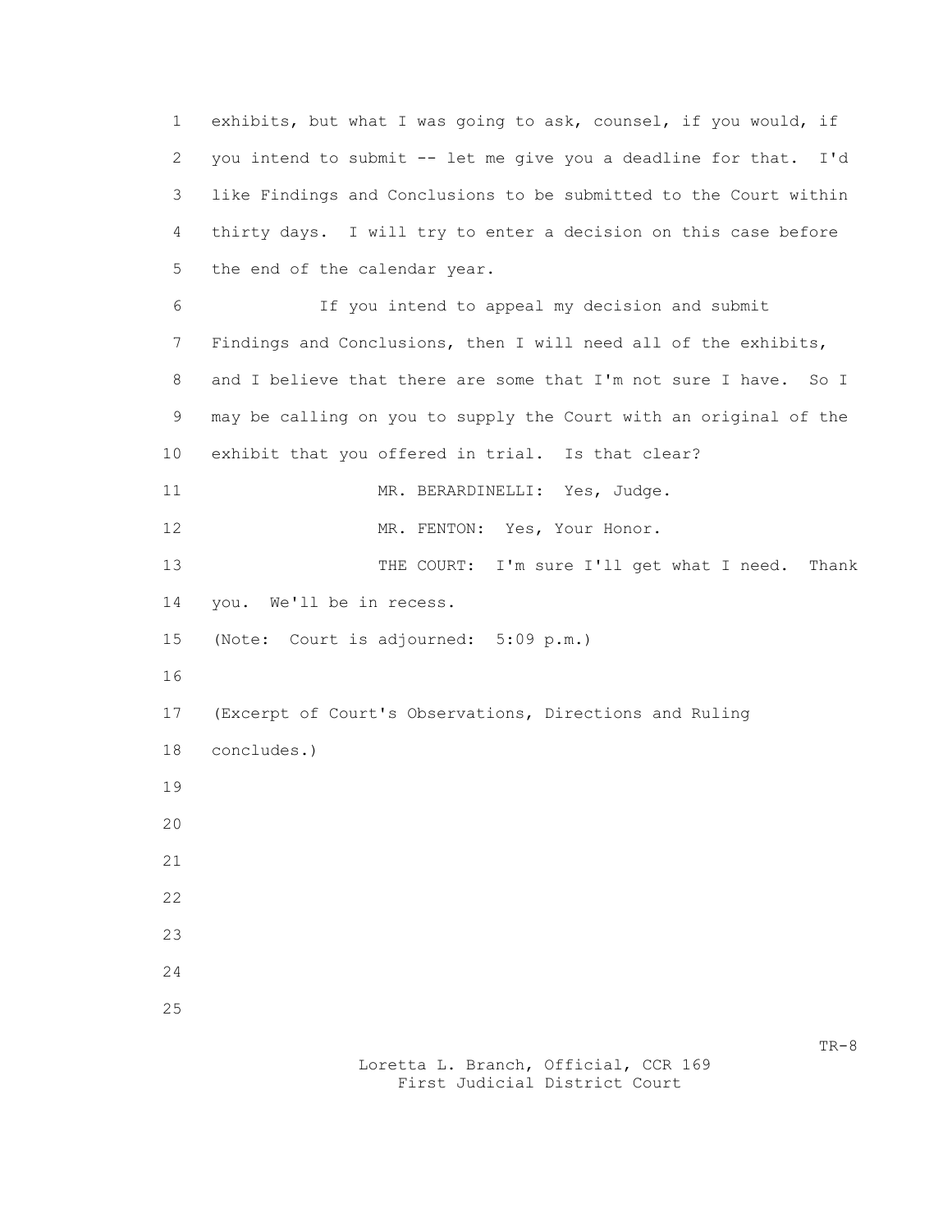exhibits, but what I was going to ask, counsel, if you would, if you intend to submit -- let me give you a deadline for that. I'd like Findings and Conclusions to be submitted to the Court within thirty days. I will try to enter a decision on this case before the end of the calendar year.

If you intend to appeal my decision and submit Findings and Conclusions, then I will need all of the exhibits, and I believe that there are some that I'm not sure I have. So I may be calling on you to supply the Court with an original of the exhibit that you offered in trial. Is that clear?

MR. BERARDINELLI: Yes, Judge.

MR. FENTON: Yes, Your Honor.

THE COURT: I'm sure I'll get what I need. Thank you. We'll be in recess.

(Note: Court is adjourned: 5:09 p.m.)

(Excerpt of Court's Observations, Directions and Ruling concludes.)

Loretta L. Branch, Official, CCR 169
First Judicial District Court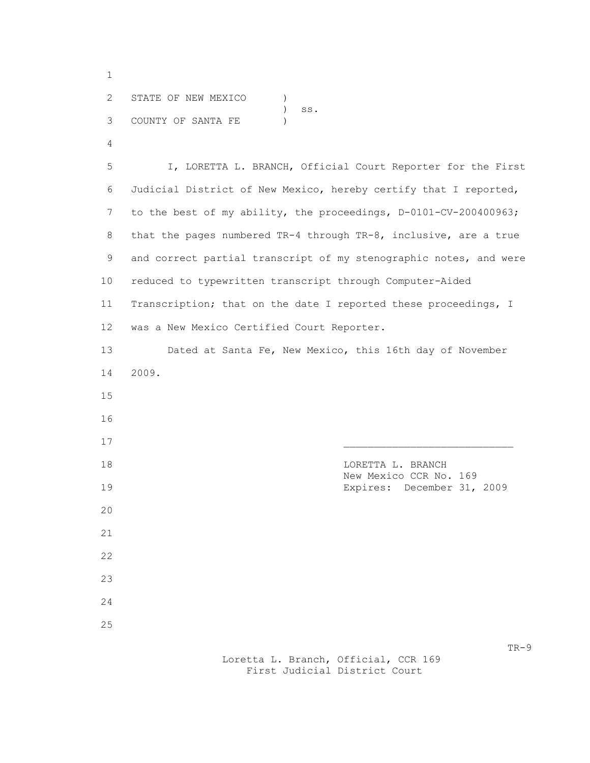STATE OF NEW MEXICO )
) ss.
COUNTY OF SANTA FE )

I, LORETTA L. BRANCH, Official Court Reporter for the First Judicial District of New Mexico, hereby certify that I reported, to the best of my ability, the proceedings, D-0101-CV-200400963; that the pages numbered TR-4 through TR-8, inclusive, are a true and correct partial transcript of my stenographic notes, and were reduced to typewritten transcript through Computer-Aided Transcription; that on the date I reported these proceedings, I was a New Mexico Certified Court Reporter.

Dated at Santa Fe, New Mexico, this 16th day of November 2009.

\_\_\_\_\_\_\_\_\_\_\_\_\_\_\_\_\_\_\_\_\_\_\_\_\_\_\_\_

LORETTA L. BRANCH
New Mexico CCR No. 169
Expires: December 31, 2009